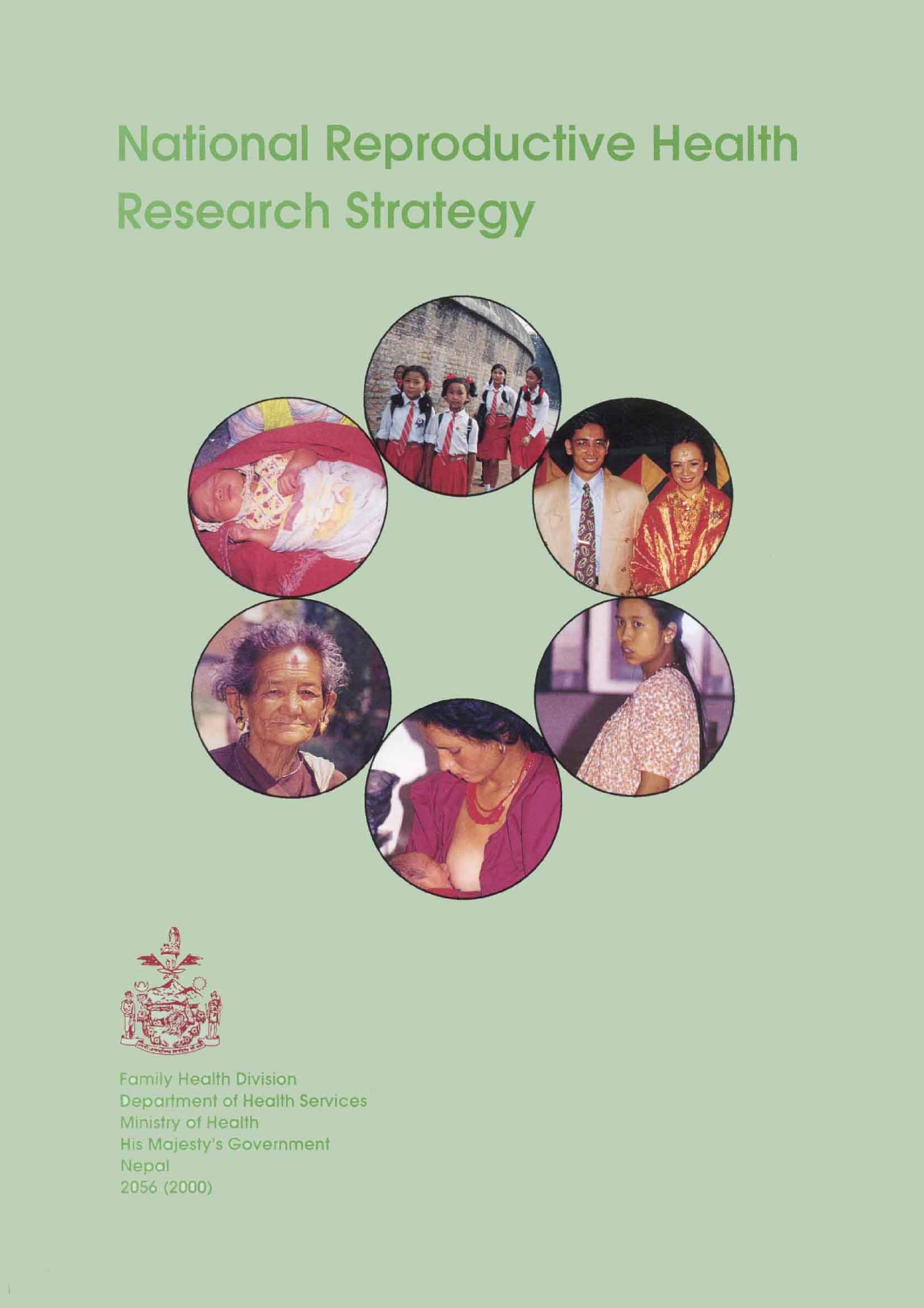# National Reproductive Health Research Strategy

Family Health Division
Department of Health Services
Ministry of Health
His Majesty's Government
Nepal
2056 (2000)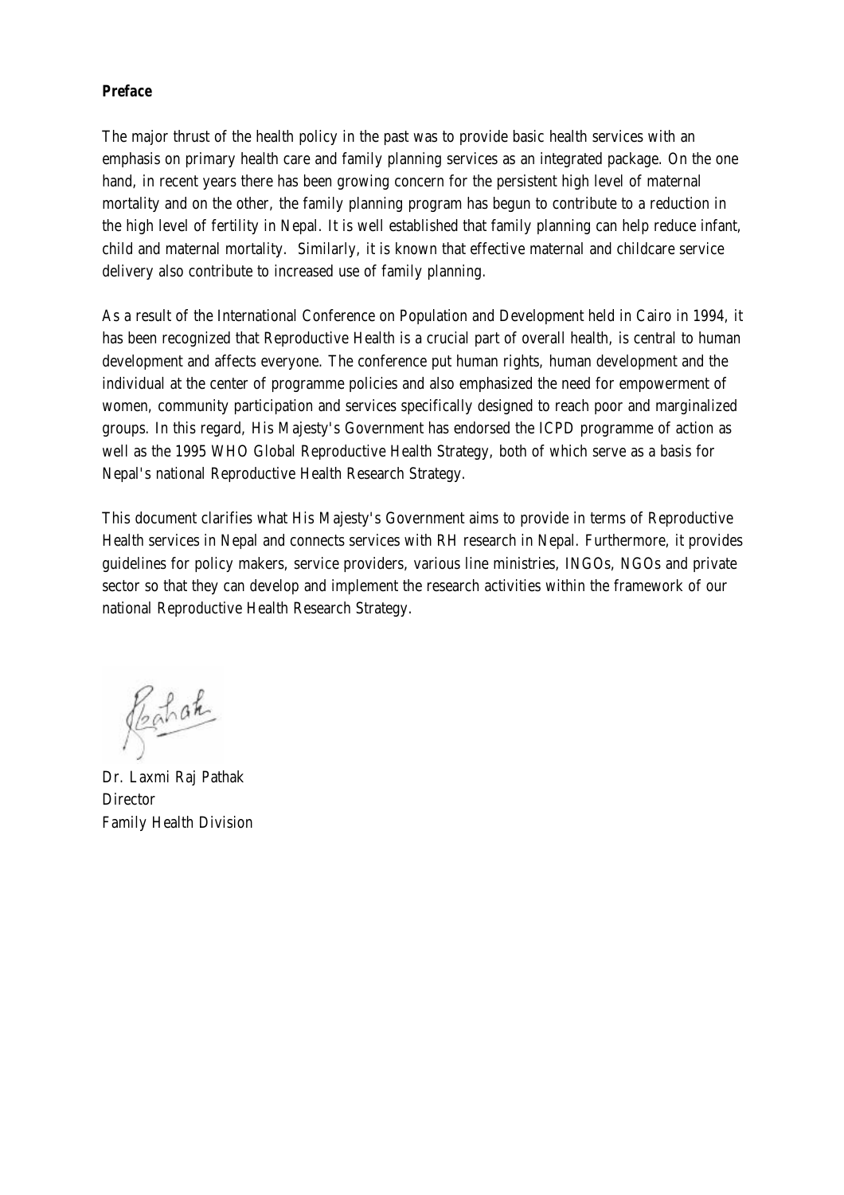**Preface**

The major thrust of the health policy in the past was to provide basic health services with an emphasis on primary health care and family planning services as an integrated package. On the one hand, in recent years there has been growing concern for the persistent high level of maternal mortality and on the other, the family planning program has begun to contribute to a reduction in the high level of fertility in Nepal. It is well established that family planning can help reduce infant, child and maternal mortality. Similarly, it is known that effective maternal and childcare service delivery also contribute to increased use of family planning.

As a result of the International Conference on Population and Development held in Cairo in 1994, it has been recognized that Reproductive Health is a crucial part of overall health, is central to human development and affects everyone. The conference put human rights, human development and the individual at the center of programme policies and also emphasized the need for empowerment of women, community participation and services specifically designed to reach poor and marginalized groups. In this regard, His Majesty's Government has endorsed the ICPD programme of action as well as the 1995 WHO Global Reproductive Health Strategy, both of which serve as a basis for Nepal's national Reproductive Health Research Strategy.

This document clarifies what His Majesty's Government aims to provide in terms of Reproductive Health services in Nepal and connects services with RH research in Nepal. Furthermore, it provides guidelines for policy makers, service providers, various line ministries, INGOs, NGOs and private sector so that they can develop and implement the research activities within the framework of our national Reproductive Health Research Strategy.

Dr. Laxmi Raj Pathak
Director
Family Health Division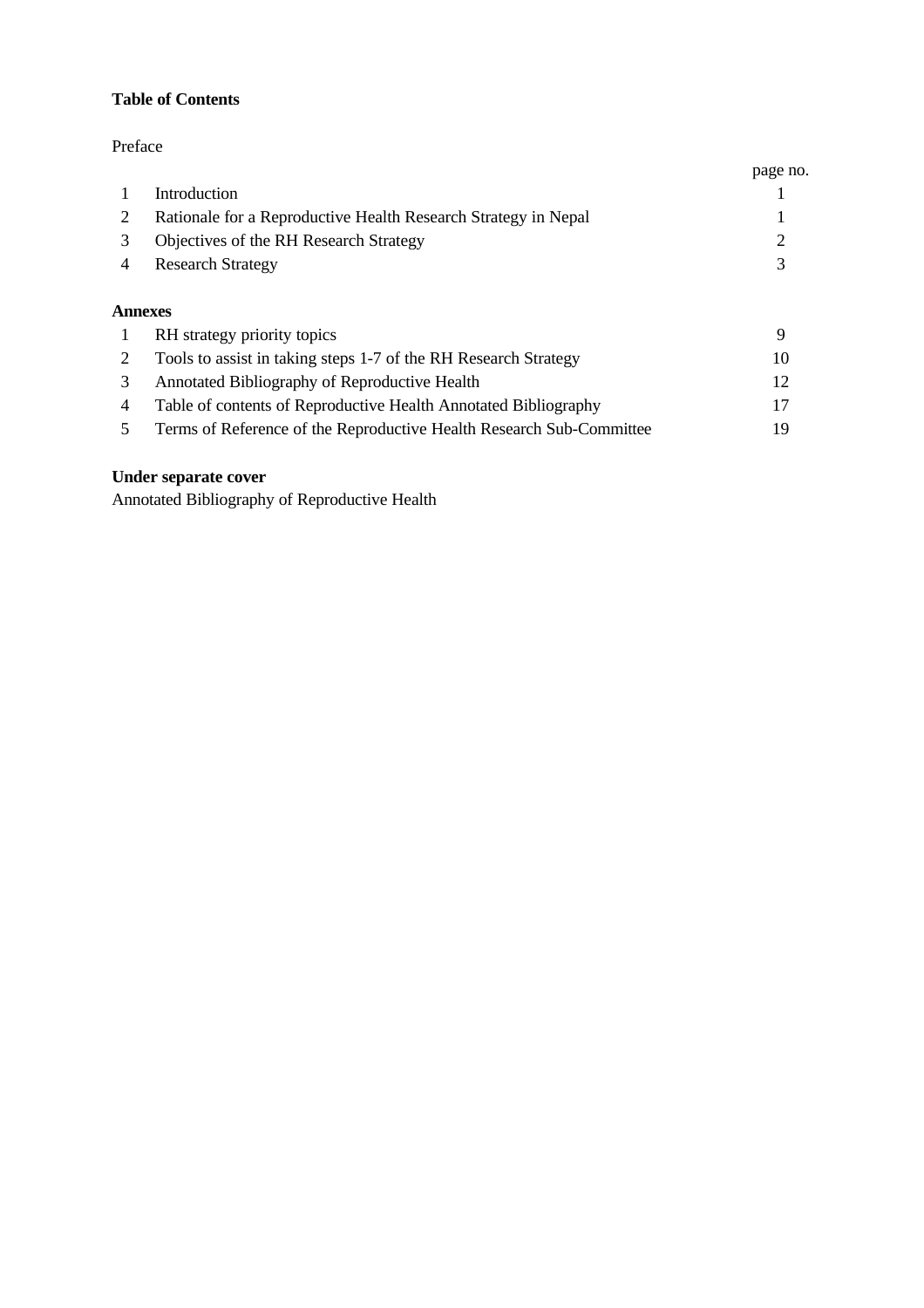**Table of Contents**

Preface

| | | page no. |
|---|---|---|
| 1 | Introduction | 1 |
| 2 | Rationale for a Reproductive Health Research Strategy in Nepal | 1 |
| 3 | Objectives of the RH Research Strategy | 2 |
| 4 | Research Strategy | 3 |

**Annexes**

| | | |
|---|---|---|
| 1 | RH strategy priority topics | 9 |
| 2 | Tools to assist in taking steps 1-7 of the RH Research Strategy | 10 |
| 3 | Annotated Bibliography of Reproductive Health | 12 |
| 4 | Table of contents of Reproductive Health Annotated Bibliography | 17 |
| 5 | Terms of Reference of the Reproductive Health Research Sub-Committee | 19 |

**Under separate cover**

Annotated Bibliography of Reproductive Health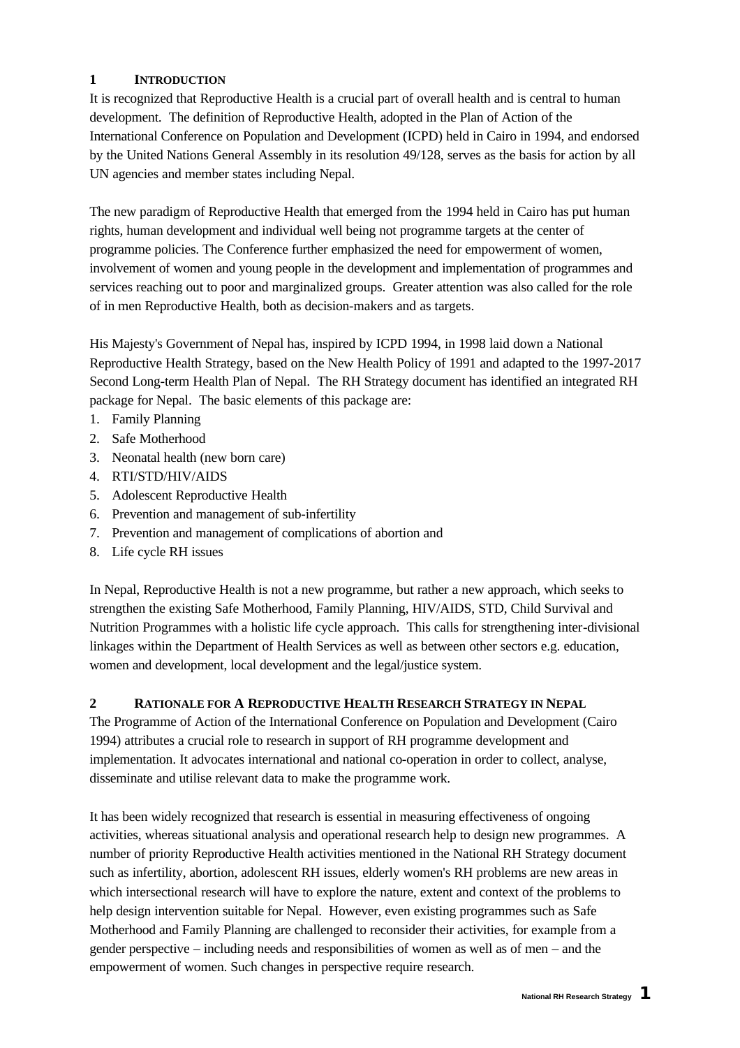## 1 INTRODUCTION

It is recognized that Reproductive Health is a crucial part of overall health and is central to human development. The definition of Reproductive Health, adopted in the Plan of Action of the International Conference on Population and Development (ICPD) held in Cairo in 1994, and endorsed by the United Nations General Assembly in its resolution 49/128, serves as the basis for action by all UN agencies and member states including Nepal.

The new paradigm of Reproductive Health that emerged from the 1994 held in Cairo has put human rights, human development and individual well being not programme targets at the center of programme policies. The Conference further emphasized the need for empowerment of women, involvement of women and young people in the development and implementation of programmes and services reaching out to poor and marginalized groups. Greater attention was also called for the role of in men Reproductive Health, both as decision-makers and as targets.

His Majesty's Government of Nepal has, inspired by ICPD 1994, in 1998 laid down a National Reproductive Health Strategy, based on the New Health Policy of 1991 and adapted to the 1997-2017 Second Long-term Health Plan of Nepal. The RH Strategy document has identified an integrated RH package for Nepal. The basic elements of this package are:

1. Family Planning
2. Safe Motherhood
3. Neonatal health (new born care)
4. RTI/STD/HIV/AIDS
5. Adolescent Reproductive Health
6. Prevention and management of sub-infertility
7. Prevention and management of complications of abortion and
8. Life cycle RH issues

In Nepal, Reproductive Health is not a new programme, but rather a new approach, which seeks to strengthen the existing Safe Motherhood, Family Planning, HIV/AIDS, STD, Child Survival and Nutrition Programmes with a holistic life cycle approach. This calls for strengthening inter-divisional linkages within the Department of Health Services as well as between other sectors e.g. education, women and development, local development and the legal/justice system.

## 2 RATIONALE FOR A REPRODUCTIVE HEALTH RESEARCH STRATEGY IN NEPAL

The Programme of Action of the International Conference on Population and Development (Cairo 1994) attributes a crucial role to research in support of RH programme development and implementation. It advocates international and national co-operation in order to collect, analyse, disseminate and utilise relevant data to make the programme work.

It has been widely recognized that research is essential in measuring effectiveness of ongoing activities, whereas situational analysis and operational research help to design new programmes. A number of priority Reproductive Health activities mentioned in the National RH Strategy document such as infertility, abortion, adolescent RH issues, elderly women's RH problems are new areas in which intersectional research will have to explore the nature, extent and context of the problems to help design intervention suitable for Nepal. However, even existing programmes such as Safe Motherhood and Family Planning are challenged to reconsider their activities, for example from a gender perspective – including needs and responsibilities of women as well as of men – and the empowerment of women. Such changes in perspective require research.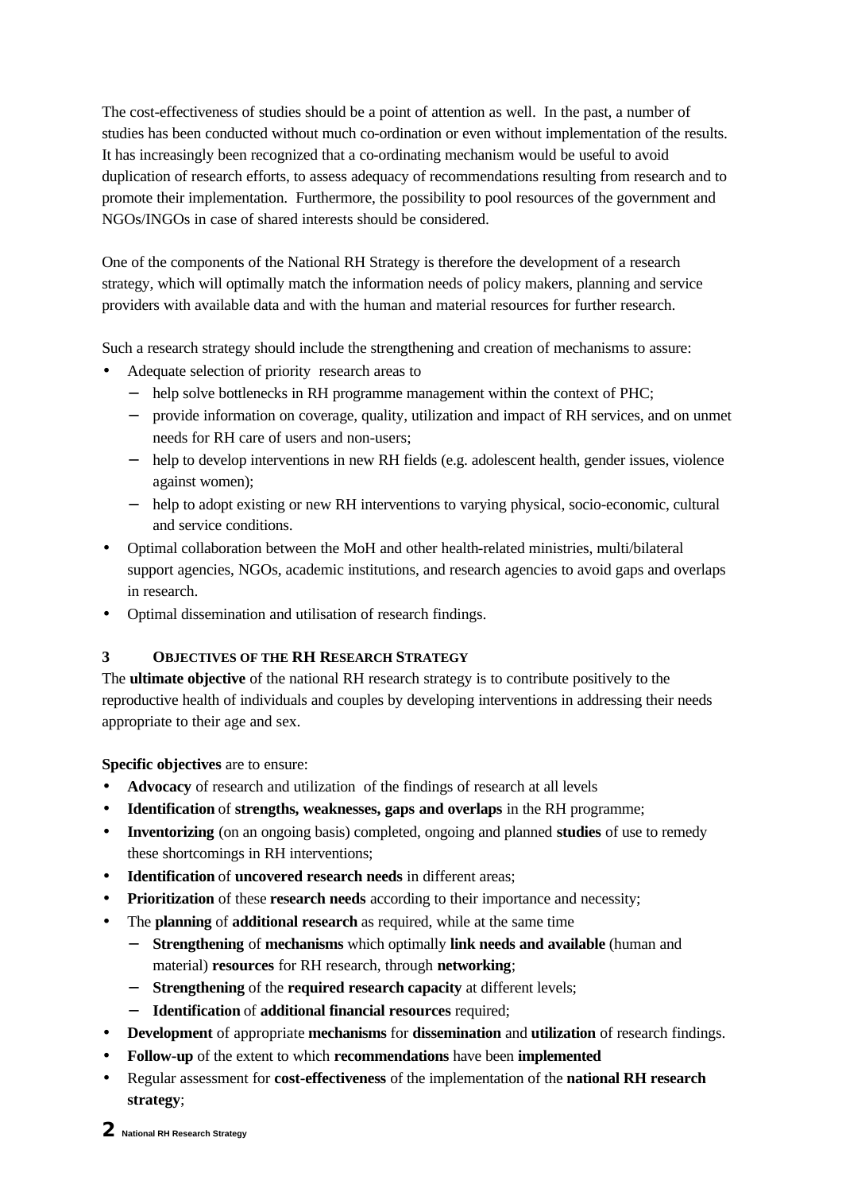The cost-effectiveness of studies should be a point of attention as well. In the past, a number of studies has been conducted without much co-ordination or even without implementation of the results. It has increasingly been recognized that a co-ordinating mechanism would be useful to avoid duplication of research efforts, to assess adequacy of recommendations resulting from research and to promote their implementation. Furthermore, the possibility to pool resources of the government and NGOs/INGOs in case of shared interests should be considered.

One of the components of the National RH Strategy is therefore the development of a research strategy, which will optimally match the information needs of policy makers, planning and service providers with available data and with the human and material resources for further research.

Such a research strategy should include the strengthening and creation of mechanisms to assure:

- Adequate selection of priority research areas to
  - help solve bottlenecks in RH programme management within the context of PHC;
  - provide information on coverage, quality, utilization and impact of RH services, and on unmet needs for RH care of users and non-users;
  - help to develop interventions in new RH fields (e.g. adolescent health, gender issues, violence against women);
  - help to adopt existing or new RH interventions to varying physical, socio-economic, cultural and service conditions.
- Optimal collaboration between the MoH and other health-related ministries, multi/bilateral support agencies, NGOs, academic institutions, and research agencies to avoid gaps and overlaps in research.
- Optimal dissemination and utilisation of research findings.

## 3 OBJECTIVES OF THE RH RESEARCH STRATEGY

The **ultimate objective** of the national RH research strategy is to contribute positively to the reproductive health of individuals and couples by developing interventions in addressing their needs appropriate to their age and sex.

**Specific objectives** are to ensure:

- **Advocacy** of research and utilization of the findings of research at all levels
- **Identification** of **strengths, weaknesses, gaps and overlaps** in the RH programme;
- **Inventorizing** (on an ongoing basis) completed, ongoing and planned **studies** of use to remedy these shortcomings in RH interventions;
- **Identification** of **uncovered research needs** in different areas;
- **Prioritization** of these **research needs** according to their importance and necessity;
- The **planning** of **additional research** as required, while at the same time
  - **Strengthening** of **mechanisms** which optimally **link needs and available** (human and material) **resources** for RH research, through **networking**;
  - **Strengthening** of the **required research capacity** at different levels;
  - **Identification** of **additional financial resources** required;
- **Development** of appropriate **mechanisms** for **dissemination** and **utilization** of research findings.
- **Follow-up** of the extent to which **recommendations** have been **implemented**
- Regular assessment for **cost-effectiveness** of the implementation of the **national RH research strategy**;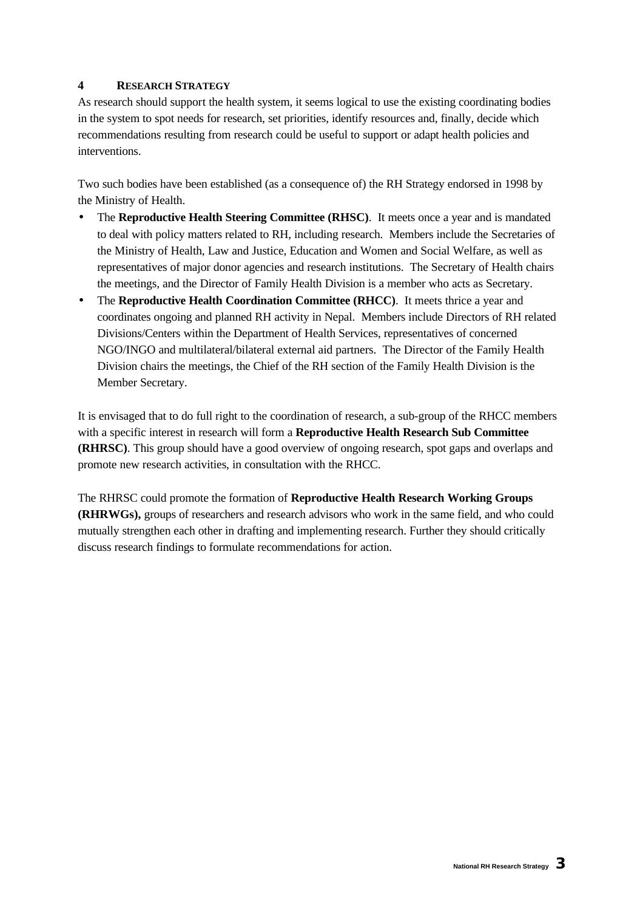# 4 RESEARCH STRATEGY

As research should support the health system, it seems logical to use the existing coordinating bodies in the system to spot needs for research, set priorities, identify resources and, finally, decide which recommendations resulting from research could be useful to support or adapt health policies and interventions.

Two such bodies have been established (as a consequence of) the RH Strategy endorsed in 1998 by the Ministry of Health.

- The **Reproductive Health Steering Committee (RHSC)**. It meets once a year and is mandated to deal with policy matters related to RH, including research. Members include the Secretaries of the Ministry of Health, Law and Justice, Education and Women and Social Welfare, as well as representatives of major donor agencies and research institutions. The Secretary of Health chairs the meetings, and the Director of Family Health Division is a member who acts as Secretary.
- The **Reproductive Health Coordination Committee (RHCC)**. It meets thrice a year and coordinates ongoing and planned RH activity in Nepal. Members include Directors of RH related Divisions/Centers within the Department of Health Services, representatives of concerned NGO/INGO and multilateral/bilateral external aid partners. The Director of the Family Health Division chairs the meetings, the Chief of the RH section of the Family Health Division is the Member Secretary.

It is envisaged that to do full right to the coordination of research, a sub-group of the RHCC members with a specific interest in research will form a **Reproductive Health Research Sub Committee (RHRSC)**. This group should have a good overview of ongoing research, spot gaps and overlaps and promote new research activities, in consultation with the RHCC.

The RHRSC could promote the formation of **Reproductive Health Research Working Groups (RHRWGs),** groups of researchers and research advisors who work in the same field, and who could mutually strengthen each other in drafting and implementing research. Further they should critically discuss research findings to formulate recommendations for action.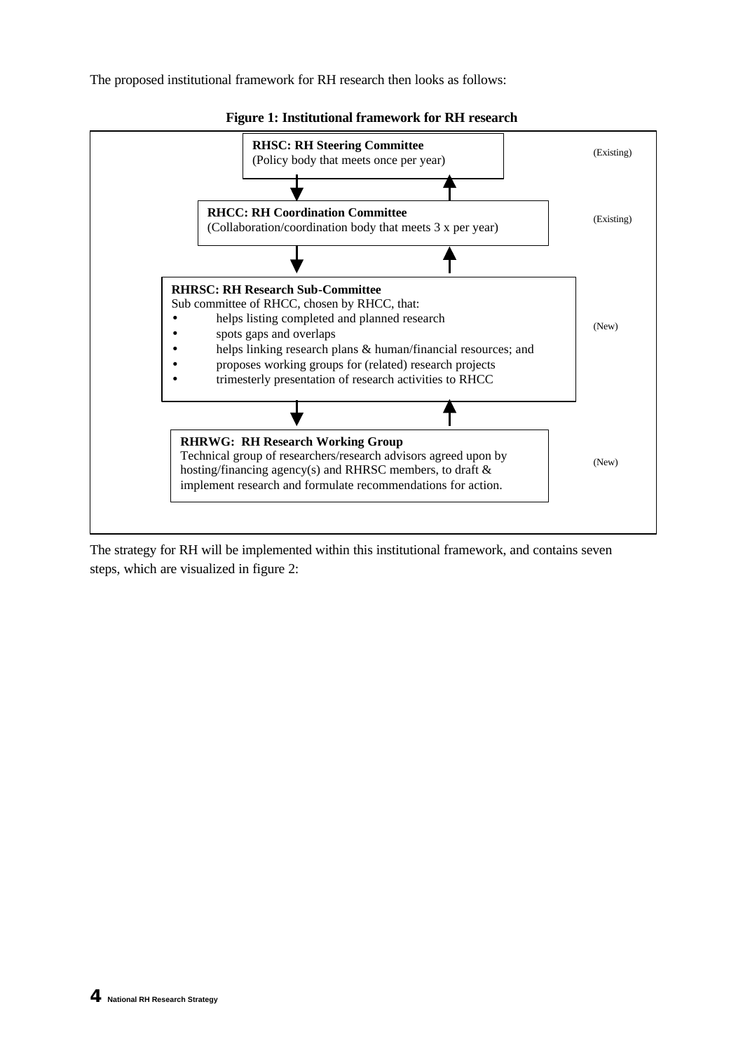The proposed institutional framework for RH research then looks as follows:

**Figure 1: Institutional framework for RH research**

**RHSC: RH Steering Committee**
(Policy body that meets once per year)
(Existing)

↓ ↑

**RHCC: RH Coordination Committee**
(Collaboration/coordination body that meets 3 x per year)
(Existing)

↓ ↑

**RHRSC: RH Research Sub-Committee**
Sub committee of RHCC, chosen by RHCC, that:

- helps listing completed and planned research
- spots gaps and overlaps
- helps linking research plans & human/financial resources; and
- proposes working groups for (related) research projects
- trimesterly presentation of research activities to RHCC

(New)

↓ ↑

**RHRWG: RH Research Working Group**
Technical group of researchers/research advisors agreed upon by hosting/financing agency(s) and RHRSC members, to draft & implement research and formulate recommendations for action.
(New)

The strategy for RH will be implemented within this institutional framework, and contains seven steps, which are visualized in figure 2: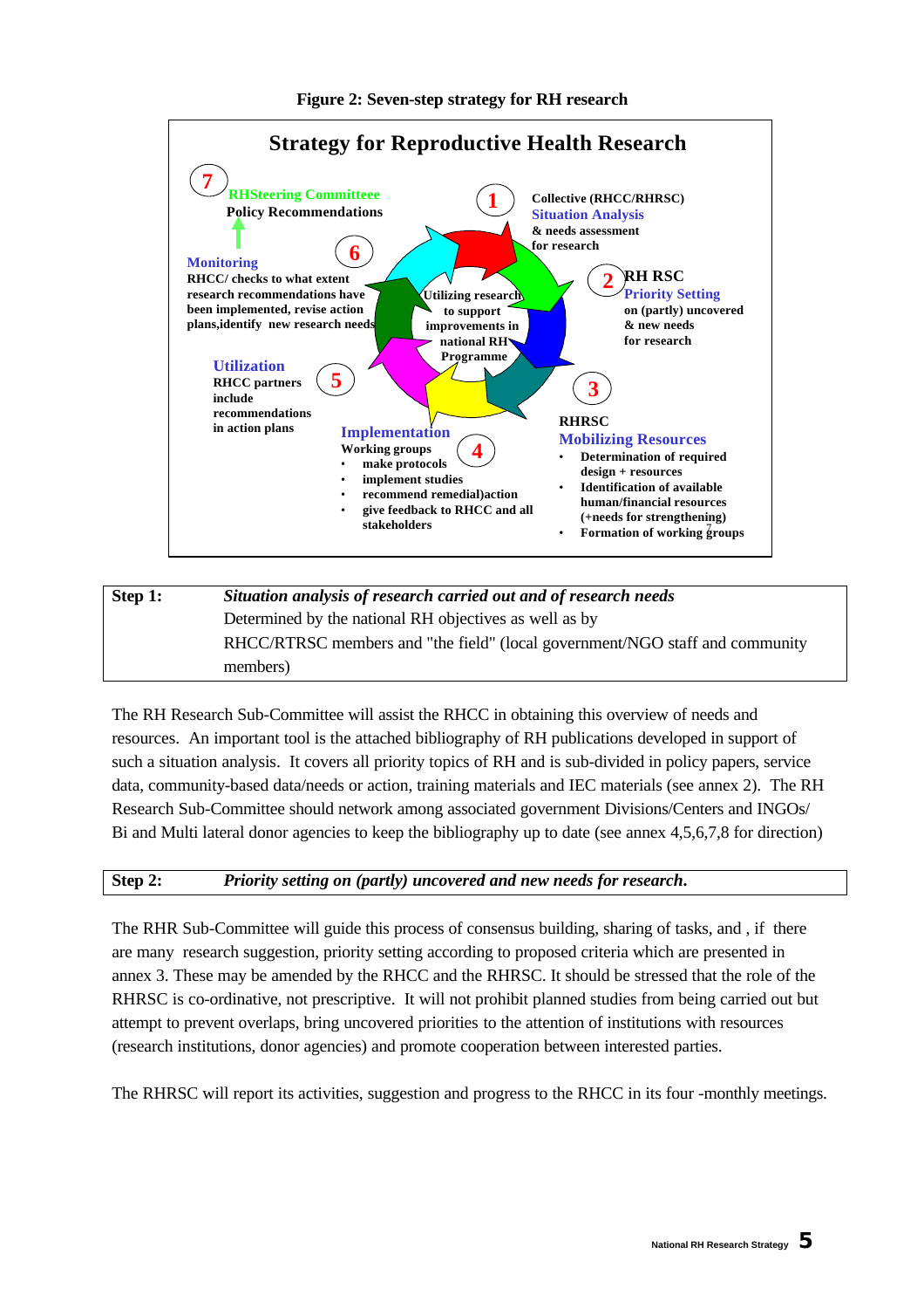**Figure 2: Seven-step strategy for RH research**

**Strategy for Reproductive Health Research**

**7** RHSteering Committeee
Policy Recommendations

**1** Collective (RHCC/RHRSC)
Situation Analysis
& needs assessment
for research

**6** Monitoring
RHCC/ checks to what extent research recommendations have been implemented, revise action plans,identify new research needs

**2** RH RSC
Priority Setting
on (partly) uncovered & new needs for research

Utilizing research to support improvements in national RH Programme

**5** Utilization
RHCC partners include recommendations in action plans

**3** RHRSC
Mobilizing Resources

- Determination of required design + resources
- Identification of available human/financial resources (+needs for strengthening)
- Formation of working groups

**4** Implementation
Working groups

- make protocols
- implement studies
- recommend remedial)action
- give feedback to RHCC and all stakeholders

| Step 1: | *Situation analysis of research carried out and of research needs* |
|---|---|
| | Determined by the national RH objectives as well as by RHCC/RTRSC members and "the field" (local government/NGO staff and community members) |

The RH Research Sub-Committee will assist the RHCC in obtaining this overview of needs and resources. An important tool is the attached bibliography of RH publications developed in support of such a situation analysis. It covers all priority topics of RH and is sub-divided in policy papers, service data, community-based data/needs or action, training materials and IEC materials (see annex 2). The RH Research Sub-Committee should network among associated government Divisions/Centers and INGOs/ Bi and Multi lateral donor agencies to keep the bibliography up to date (see annex 4,5,6,7,8 for direction)

| Step 2: | *Priority setting on (partly) uncovered and new needs for research.* |
|---|---|

The RHR Sub-Committee will guide this process of consensus building, sharing of tasks, and , if there are many research suggestion, priority setting according to proposed criteria which are presented in annex 3. These may be amended by the RHCC and the RHRSC. It should be stressed that the role of the RHRSC is co-ordinative, not prescriptive. It will not prohibit planned studies from being carried out but attempt to prevent overlaps, bring uncovered priorities to the attention of institutions with resources (research institutions, donor agencies) and promote cooperation between interested parties.

The RHRSC will report its activities, suggestion and progress to the RHCC in its four -monthly meetings.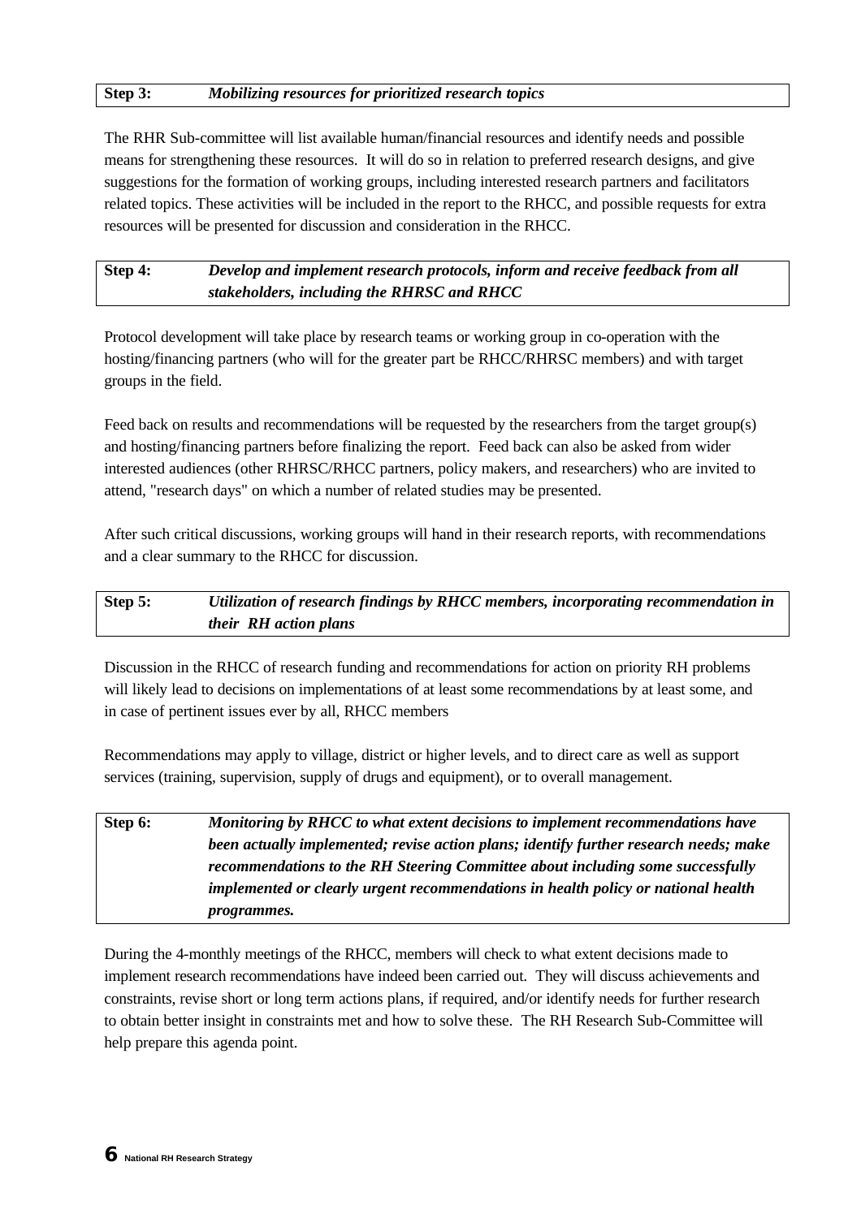**Step 3:** ***Mobilizing resources for prioritized research topics***

The RHR Sub-committee will list available human/financial resources and identify needs and possible means for strengthening these resources. It will do so in relation to preferred research designs, and give suggestions for the formation of working groups, including interested research partners and facilitators related topics. These activities will be included in the report to the RHCC, and possible requests for extra resources will be presented for discussion and consideration in the RHCC.

**Step 4:** ***Develop and implement research protocols, inform and receive feedback from all stakeholders, including the RHRSC and RHCC***

Protocol development will take place by research teams or working group in co-operation with the hosting/financing partners (who will for the greater part be RHCC/RHRSC members) and with target groups in the field.

Feed back on results and recommendations will be requested by the researchers from the target group(s) and hosting/financing partners before finalizing the report. Feed back can also be asked from wider interested audiences (other RHRSC/RHCC partners, policy makers, and researchers) who are invited to attend, "research days" on which a number of related studies may be presented.

After such critical discussions, working groups will hand in their research reports, with recommendations and a clear summary to the RHCC for discussion.

**Step 5:** ***Utilization of research findings by RHCC members, incorporating recommendation in their RH action plans***

Discussion in the RHCC of research funding and recommendations for action on priority RH problems will likely lead to decisions on implementations of at least some recommendations by at least some, and in case of pertinent issues ever by all, RHCC members

Recommendations may apply to village, district or higher levels, and to direct care as well as support services (training, supervision, supply of drugs and equipment), or to overall management.

**Step 6:** ***Monitoring by RHCC to what extent decisions to implement recommendations have been actually implemented; revise action plans; identify further research needs; make recommendations to the RH Steering Committee about including some successfully implemented or clearly urgent recommendations in health policy or national health programmes.***

During the 4-monthly meetings of the RHCC, members will check to what extent decisions made to implement research recommendations have indeed been carried out. They will discuss achievements and constraints, revise short or long term actions plans, if required, and/or identify needs for further research to obtain better insight in constraints met and how to solve these. The RH Research Sub-Committee will help prepare this agenda point.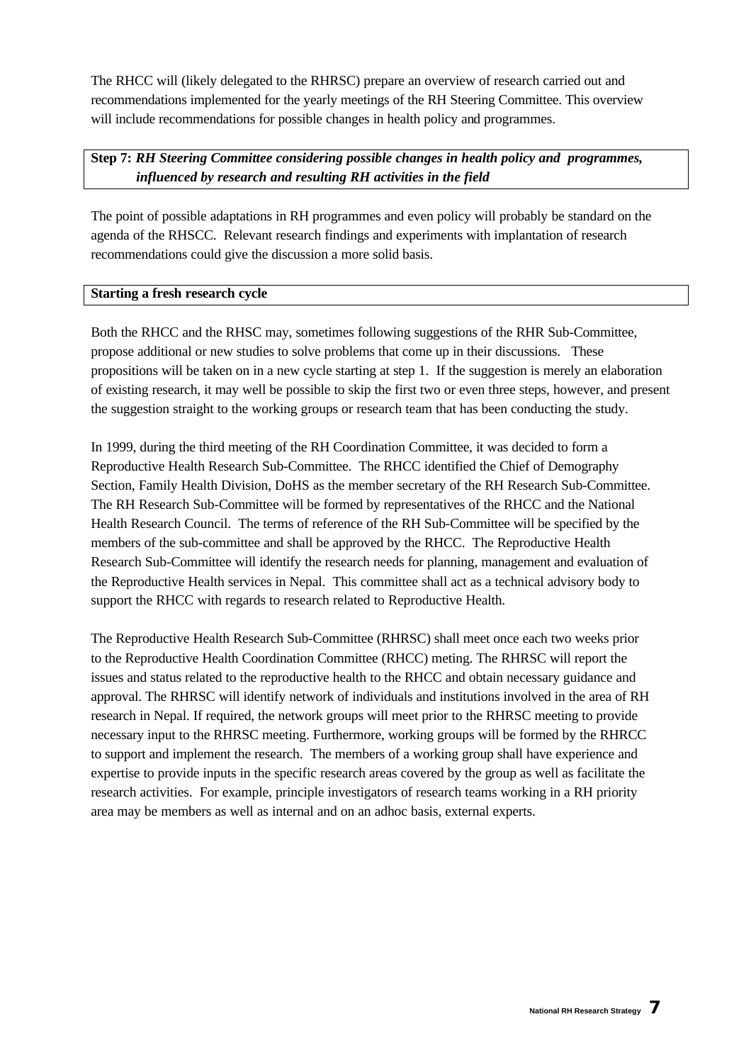The RHCC will (likely delegated to the RHRSC) prepare an overview of research carried out and recommendations implemented for the yearly meetings of the RH Steering Committee. This overview will include recommendations for possible changes in health policy and programmes.

**Step 7:** ***RH Steering Committee considering possible changes in health policy and programmes, influenced by research and resulting RH activities in the field***

The point of possible adaptations in RH programmes and even policy will probably be standard on the agenda of the RHSCC. Relevant research findings and experiments with implantation of research recommendations could give the discussion a more solid basis.

**Starting a fresh research cycle**

Both the RHCC and the RHSC may, sometimes following suggestions of the RHR Sub-Committee, propose additional or new studies to solve problems that come up in their discussions. These propositions will be taken on in a new cycle starting at step 1. If the suggestion is merely an elaboration of existing research, it may well be possible to skip the first two or even three steps, however, and present the suggestion straight to the working groups or research team that has been conducting the study.

In 1999, during the third meeting of the RH Coordination Committee, it was decided to form a Reproductive Health Research Sub-Committee. The RHCC identified the Chief of Demography Section, Family Health Division, DoHS as the member secretary of the RH Research Sub-Committee. The RH Research Sub-Committee will be formed by representatives of the RHCC and the National Health Research Council. The terms of reference of the RH Sub-Committee will be specified by the members of the sub-committee and shall be approved by the RHCC. The Reproductive Health Research Sub-Committee will identify the research needs for planning, management and evaluation of the Reproductive Health services in Nepal. This committee shall act as a technical advisory body to support the RHCC with regards to research related to Reproductive Health.

The Reproductive Health Research Sub-Committee (RHRSC) shall meet once each two weeks prior to the Reproductive Health Coordination Committee (RHCC) meting. The RHRSC will report the issues and status related to the reproductive health to the RHCC and obtain necessary guidance and approval. The RHRSC will identify network of individuals and institutions involved in the area of RH research in Nepal. If required, the network groups will meet prior to the RHRSC meeting to provide necessary input to the RHRSC meeting. Furthermore, working groups will be formed by the RHRCC to support and implement the research. The members of a working group shall have experience and expertise to provide inputs in the specific research areas covered by the group as well as facilitate the research activities. For example, principle investigators of research teams working in a RH priority area may be members as well as internal and on an adhoc basis, external experts.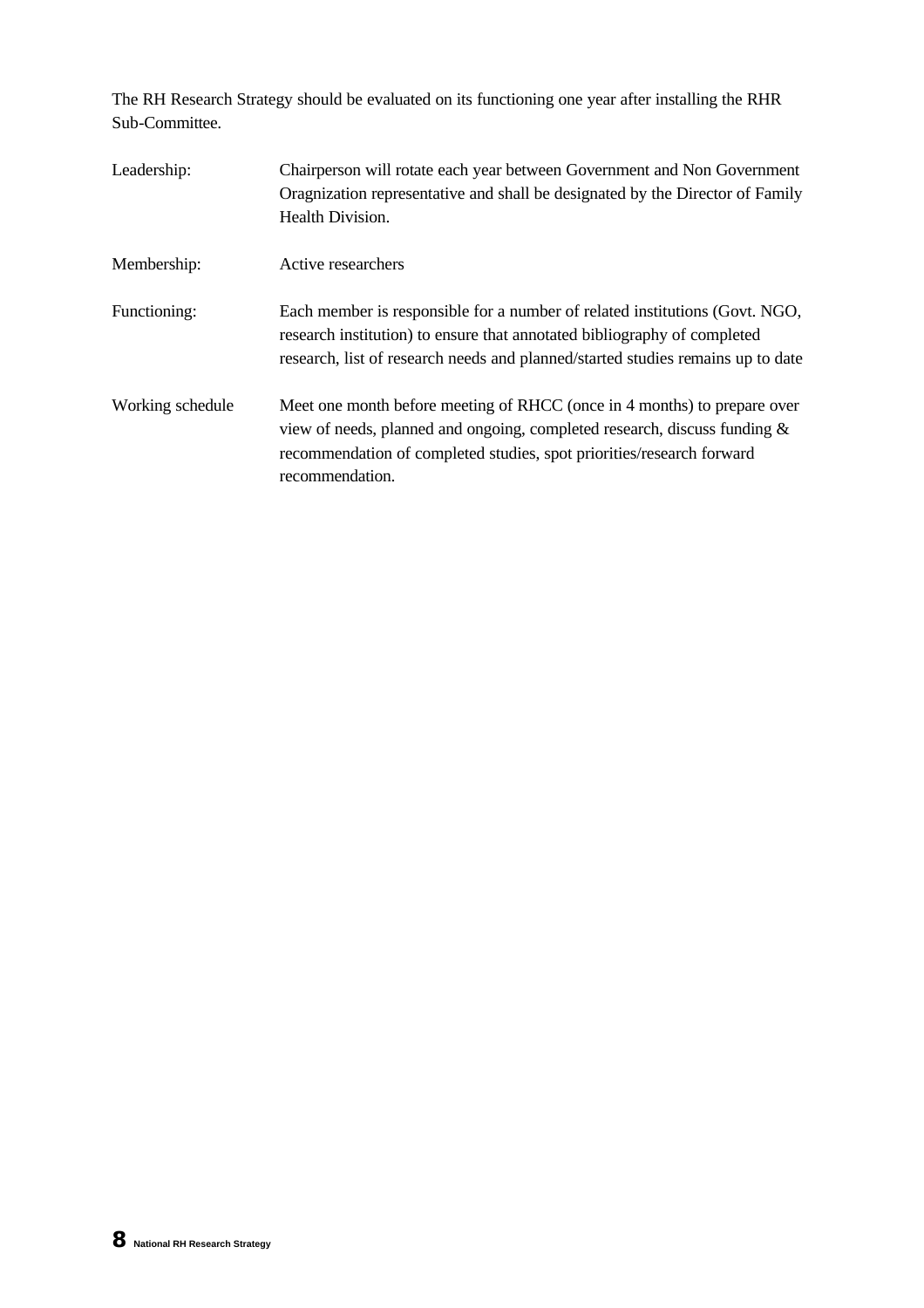The RH Research Strategy should be evaluated on its functioning one year after installing the RHR Sub-Committee.

| | |
|---|---|
| Leadership: | Chairperson will rotate each year between Government and Non Government Oragnization representative and shall be designated by the Director of Family Health Division. |
| Membership: | Active researchers |
| Functioning: | Each member is responsible for a number of related institutions (Govt. NGO, research institution) to ensure that annotated bibliography of completed research, list of research needs and planned/started studies remains up to date |
| Working schedule | Meet one month before meeting of RHCC (once in 4 months) to prepare over view of needs, planned and ongoing, completed research, discuss funding & recommendation of completed studies, spot priorities/research forward recommendation. |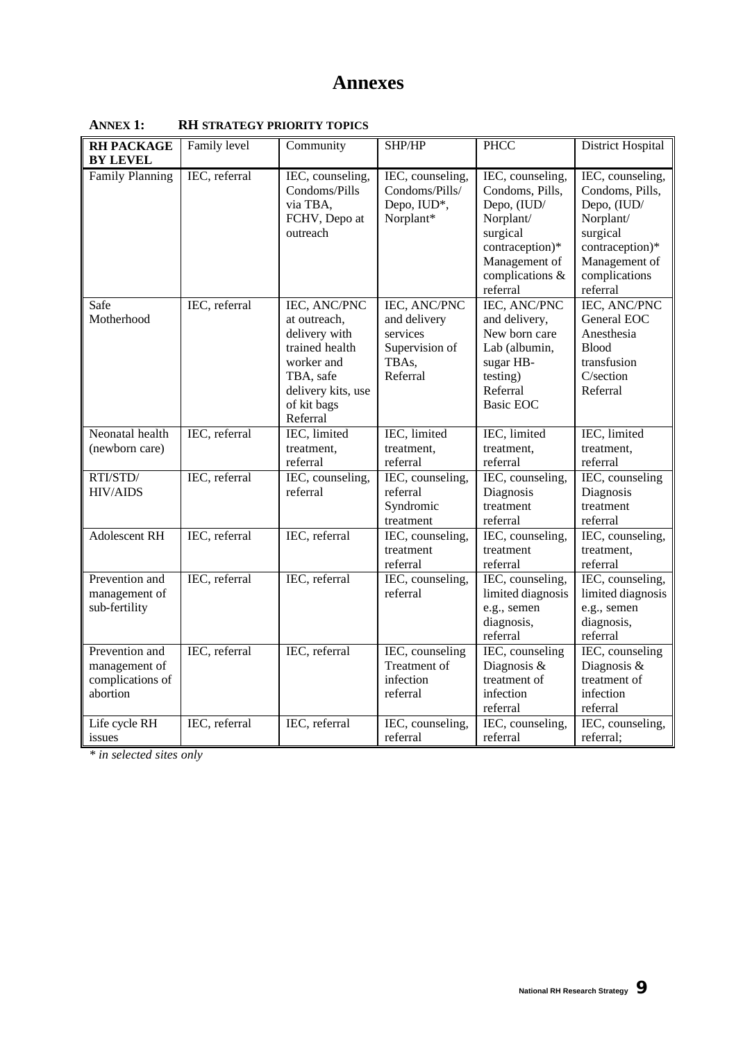# Annexes

**ANNEX 1: RH STRATEGY PRIORITY TOPICS**

| RH PACKAGE BY LEVEL | Family level | Community | SHP/HP | PHCC | District Hospital |
|---|---|---|---|---|---|
| Family Planning | IEC, referral | IEC, counseling, Condoms/Pills via TBA, FCHV, Depo at outreach | IEC, counseling, Condoms/Pills/ Depo, IUD*, Norplant* | IEC, counseling, Condoms, Pills, Depo, (IUD/ Norplant/ surgical contraception)* Management of complications & referral | IEC, counseling, Condoms, Pills, Depo, (IUD/ Norplant/ surgical contraception)* Management of complications referral |
| Safe Motherhood | IEC, referral | IEC, ANC/PNC at outreach, delivery with trained health worker and TBA, safe delivery kits, use of kit bags Referral | IEC, ANC/PNC and delivery services Supervision of TBAs, Referral | IEC, ANC/PNC and delivery, New born care Lab (albumin, sugar HB-testing) Referral Basic EOC | IEC, ANC/PNC General EOC Anesthesia Blood transfusion C/section Referral |
| Neonatal health (newborn care) | IEC, referral | IEC, limited treatment, referral | IEC, limited treatment, referral | IEC, limited treatment, referral | IEC, limited treatment, referral |
| RTI/STD/ HIV/AIDS | IEC, referral | IEC, counseling, referral | IEC, counseling, referral Syndromic treatment | IEC, counseling, Diagnosis treatment referral | IEC, counseling Diagnosis treatment referral |
| Adolescent RH | IEC, referral | IEC, referral | IEC, counseling, treatment referral | IEC, counseling, treatment referral | IEC, counseling, treatment, referral |
| Prevention and management of sub-fertility | IEC, referral | IEC, referral | IEC, counseling, referral | IEC, counseling, limited diagnosis e.g., semen diagnosis, referral | IEC, counseling, limited diagnosis e.g., semen diagnosis, referral |
| Prevention and management of complications of abortion | IEC, referral | IEC, referral | IEC, counseling Treatment of infection referral | IEC, counseling Diagnosis & treatment of infection referral | IEC, counseling Diagnosis & treatment of infection referral |
| Life cycle RH issues | IEC, referral | IEC, referral | IEC, counseling, referral | IEC, counseling, referral | IEC, counseling, referral; |

*\* in selected sites only*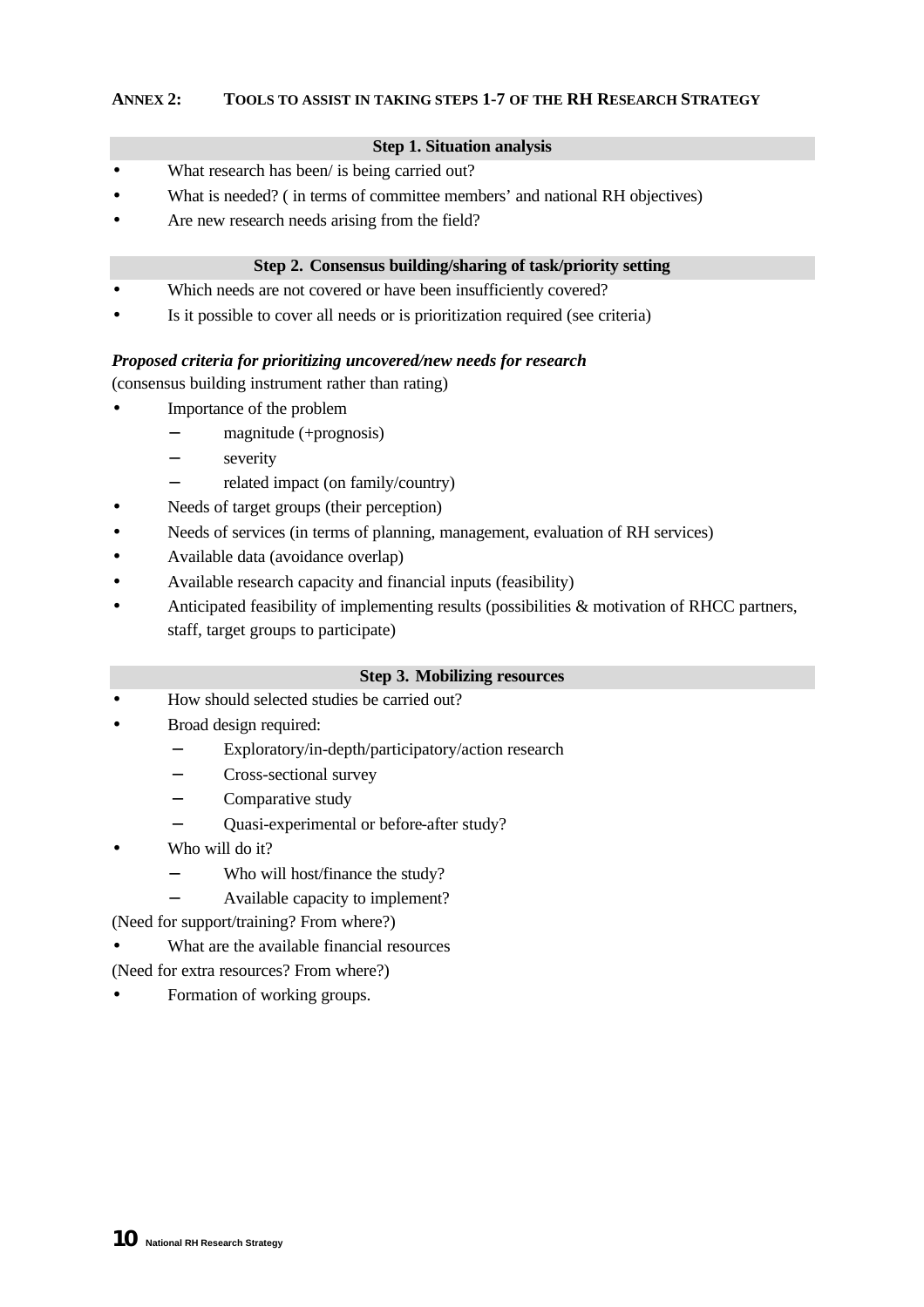## ANNEX 2: TOOLS TO ASSIST IN TAKING STEPS 1-7 OF THE RH RESEARCH STRATEGY

### Step 1. Situation analysis

- What research has been/ is being carried out?
- What is needed? ( in terms of committee members' and national RH objectives)
- Are new research needs arising from the field?

### Step 2. Consensus building/sharing of task/priority setting

- Which needs are not covered or have been insufficiently covered?
- Is it possible to cover all needs or is prioritization required (see criteria)

***Proposed criteria for prioritizing uncovered/new needs for research***

(consensus building instrument rather than rating)

- Importance of the problem
  - magnitude (+prognosis)
  - severity
  - related impact (on family/country)
- Needs of target groups (their perception)
- Needs of services (in terms of planning, management, evaluation of RH services)
- Available data (avoidance overlap)
- Available research capacity and financial inputs (feasibility)
- Anticipated feasibility of implementing results (possibilities & motivation of RHCC partners, staff, target groups to participate)

### Step 3. Mobilizing resources

- How should selected studies be carried out?
- Broad design required:
  - Exploratory/in-depth/participatory/action research
  - Cross-sectional survey
  - Comparative study
  - Quasi-experimental or before-after study?
- Who will do it?
  - Who will host/finance the study?
  - Available capacity to implement?

(Need for support/training? From where?)

- What are the available financial resources

(Need for extra resources? From where?)

- Formation of working groups.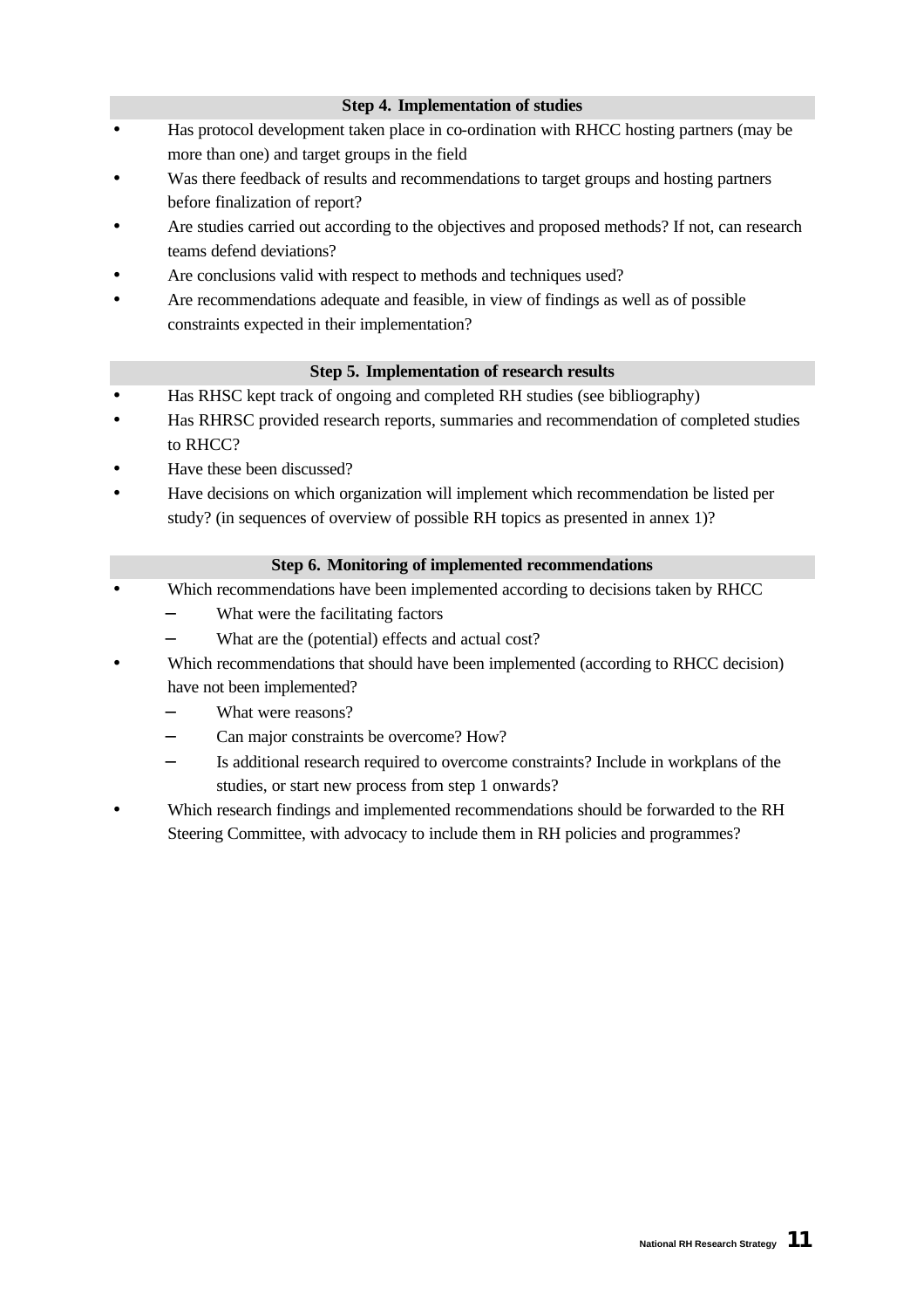### Step 4. Implementation of studies

- Has protocol development taken place in co-ordination with RHCC hosting partners (may be more than one) and target groups in the field
- Was there feedback of results and recommendations to target groups and hosting partners before finalization of report?
- Are studies carried out according to the objectives and proposed methods? If not, can research teams defend deviations?
- Are conclusions valid with respect to methods and techniques used?
- Are recommendations adequate and feasible, in view of findings as well as of possible constraints expected in their implementation?

### Step 5. Implementation of research results

- Has RHSC kept track of ongoing and completed RH studies (see bibliography)
- Has RHRSC provided research reports, summaries and recommendation of completed studies to RHCC?
- Have these been discussed?
- Have decisions on which organization will implement which recommendation be listed per study? (in sequences of overview of possible RH topics as presented in annex 1)?

### Step 6. Monitoring of implemented recommendations

- Which recommendations have been implemented according to decisions taken by RHCC
  - What were the facilitating factors
  - What are the (potential) effects and actual cost?
- Which recommendations that should have been implemented (according to RHCC decision) have not been implemented?
  - What were reasons?
  - Can major constraints be overcome? How?
  - Is additional research required to overcome constraints? Include in workplans of the studies, or start new process from step 1 onwards?
- Which research findings and implemented recommendations should be forwarded to the RH Steering Committee, with advocacy to include them in RH policies and programmes?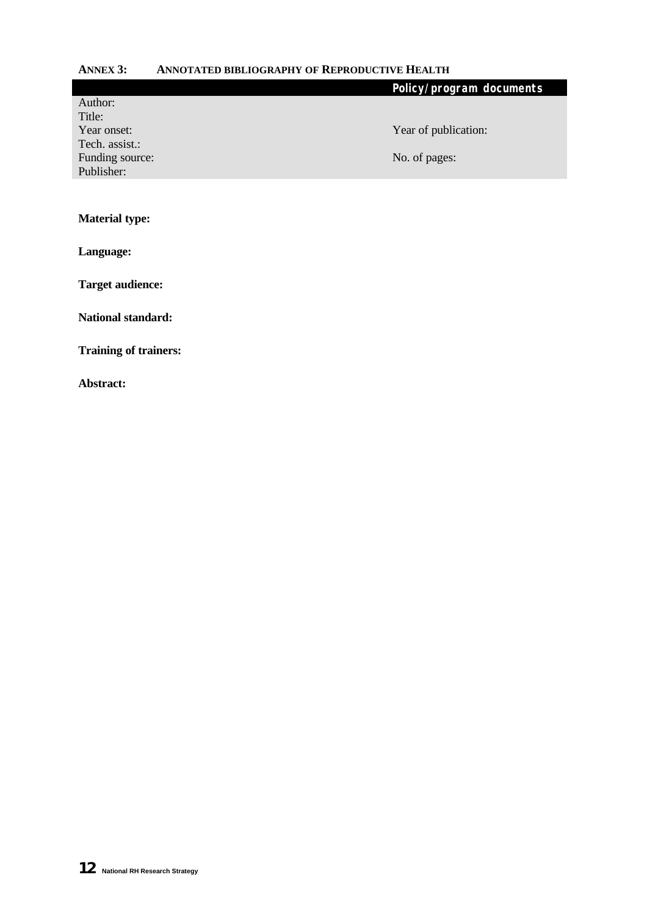## ANNEX 3: ANNOTATED BIBLIOGRAPHY OF REPRODUCTIVE HEALTH

| | Policy/program documents |
|---|---|
| Author: | |
| Title: | |
| Year onset: | Year of publication: |
| Tech. assist.: | |
| Funding source: | No. of pages: |
| Publisher: | |

**Material type:**

**Language:**

**Target audience:**

**National standard:**

**Training of trainers:**

**Abstract:**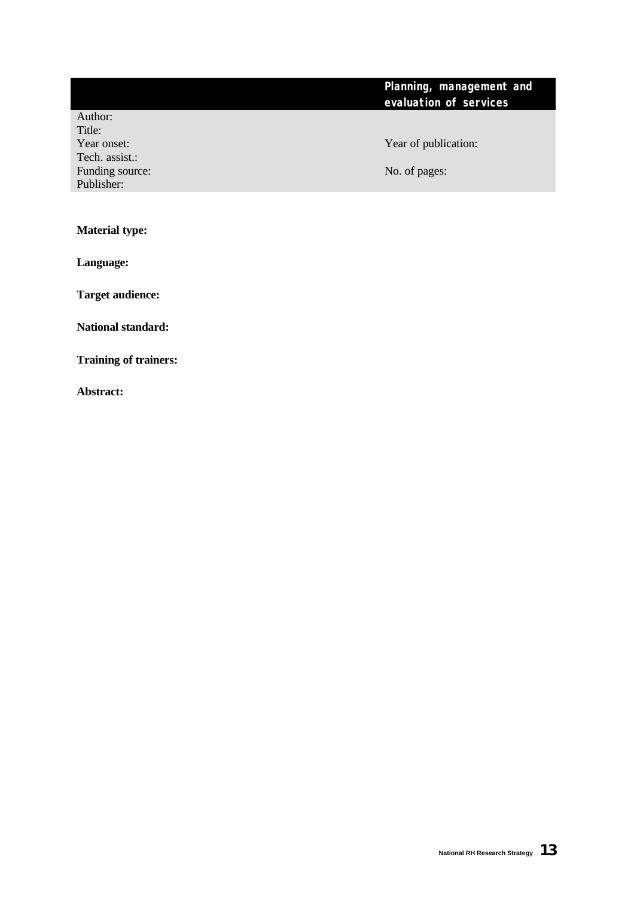## Planning, management and evaluation of services

Author:
Title:
Year onset: Year of publication:
Tech. assist.:
Funding source: No. of pages:
Publisher:

**Material type:**

**Language:**

**Target audience:**

**National standard:**

**Training of trainers:**

**Abstract:**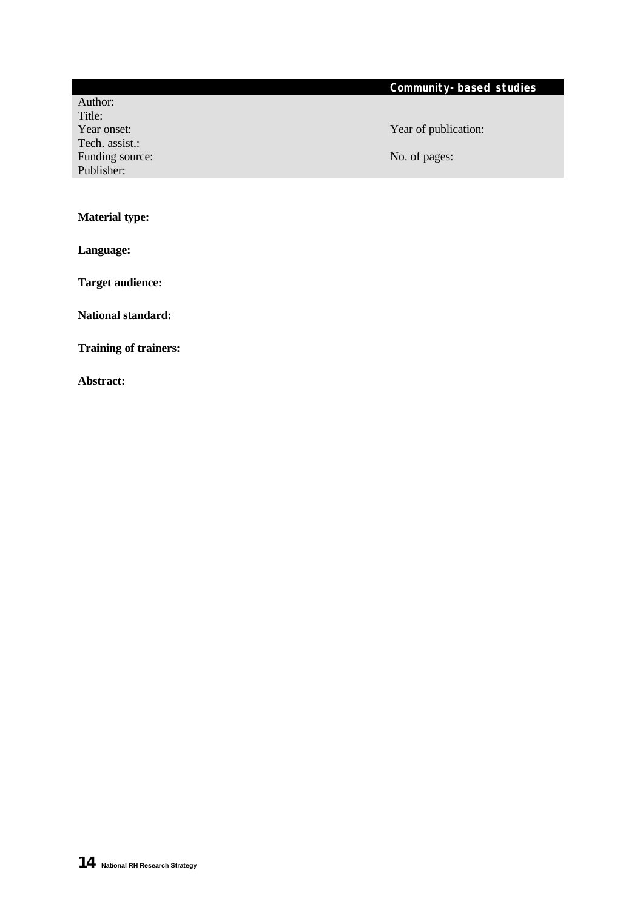## Community-based studies

| | |
|---|---|
| Author: | |
| Title: | |
| Year onset: | Year of publication: |
| Tech. assist.: | |
| Funding source: | No. of pages: |
| Publisher: | |

**Material type:**

**Language:**

**Target audience:**

**National standard:**

**Training of trainers:**

**Abstract:**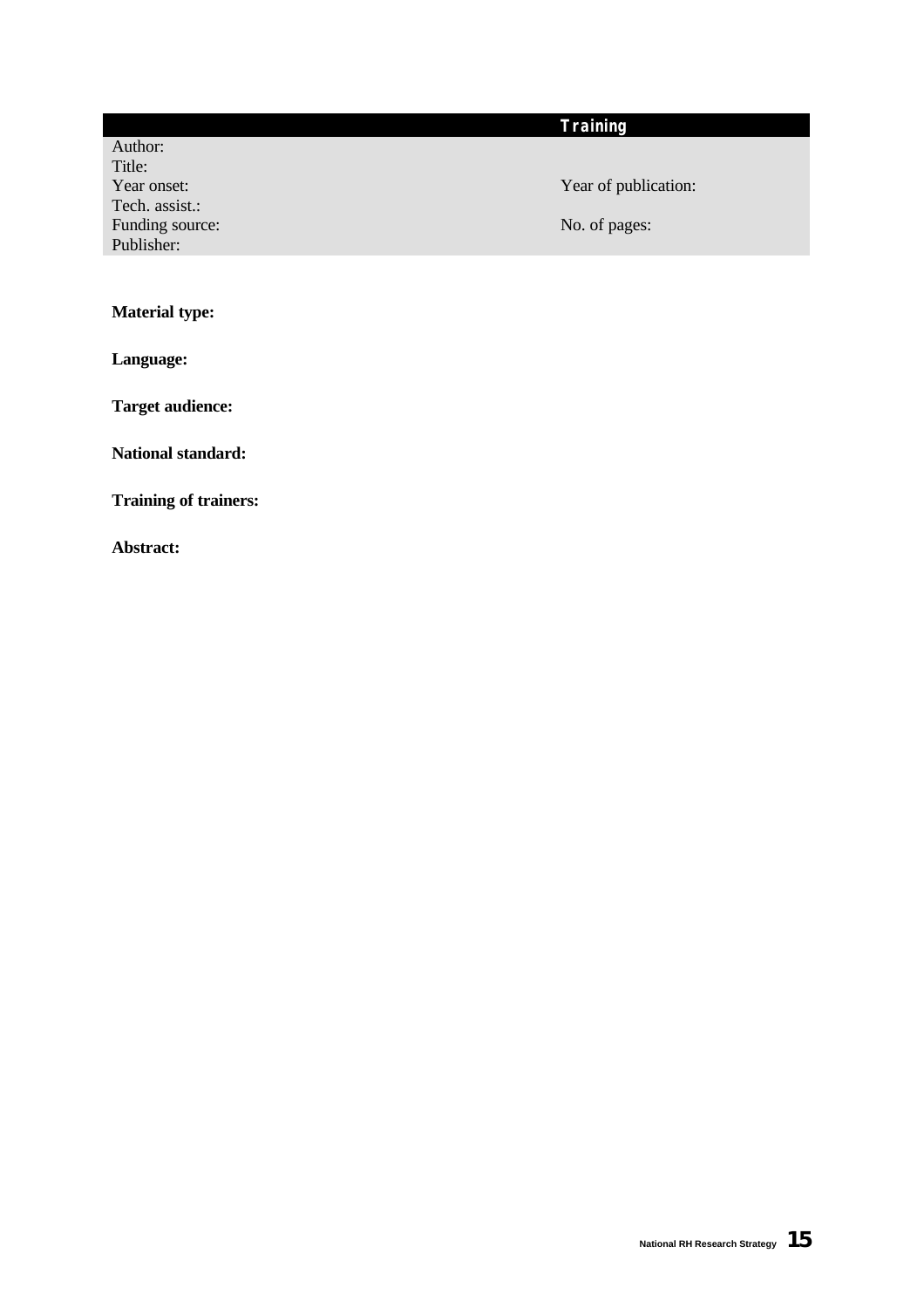## Training

| | |
|---|---|
| Author: | |
| Title: | |
| Year onset: | Year of publication: |
| Tech. assist.: | |
| Funding source: | No. of pages: |
| Publisher: | |

**Material type:**

**Language:**

**Target audience:**

**National standard:**

**Training of trainers:**

**Abstract:**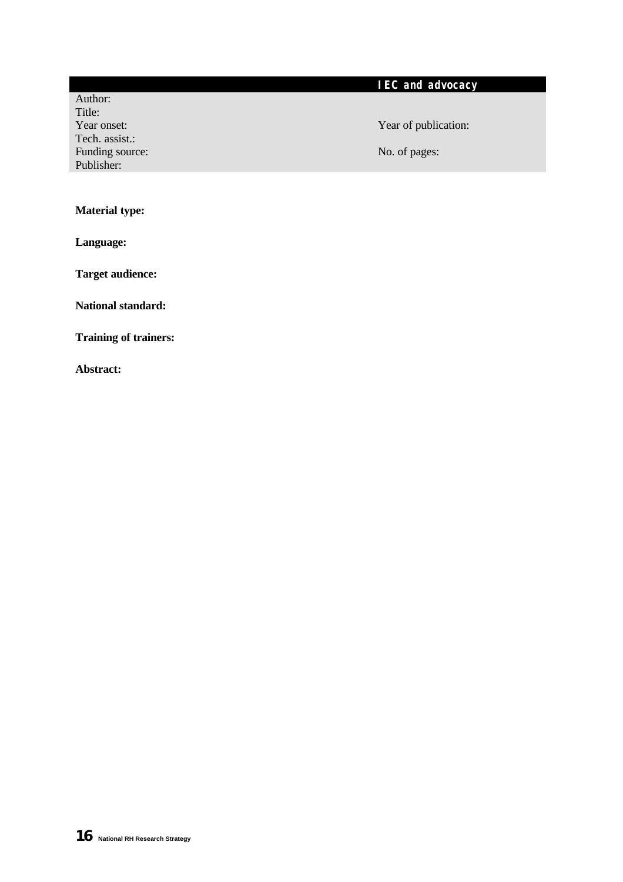## IEC and advocacy

Author:
Title:
Year onset: Year of publication:
Tech. assist.:
Funding source: No. of pages:
Publisher:

**Material type:**

**Language:**

**Target audience:**

**National standard:**

**Training of trainers:**

**Abstract:**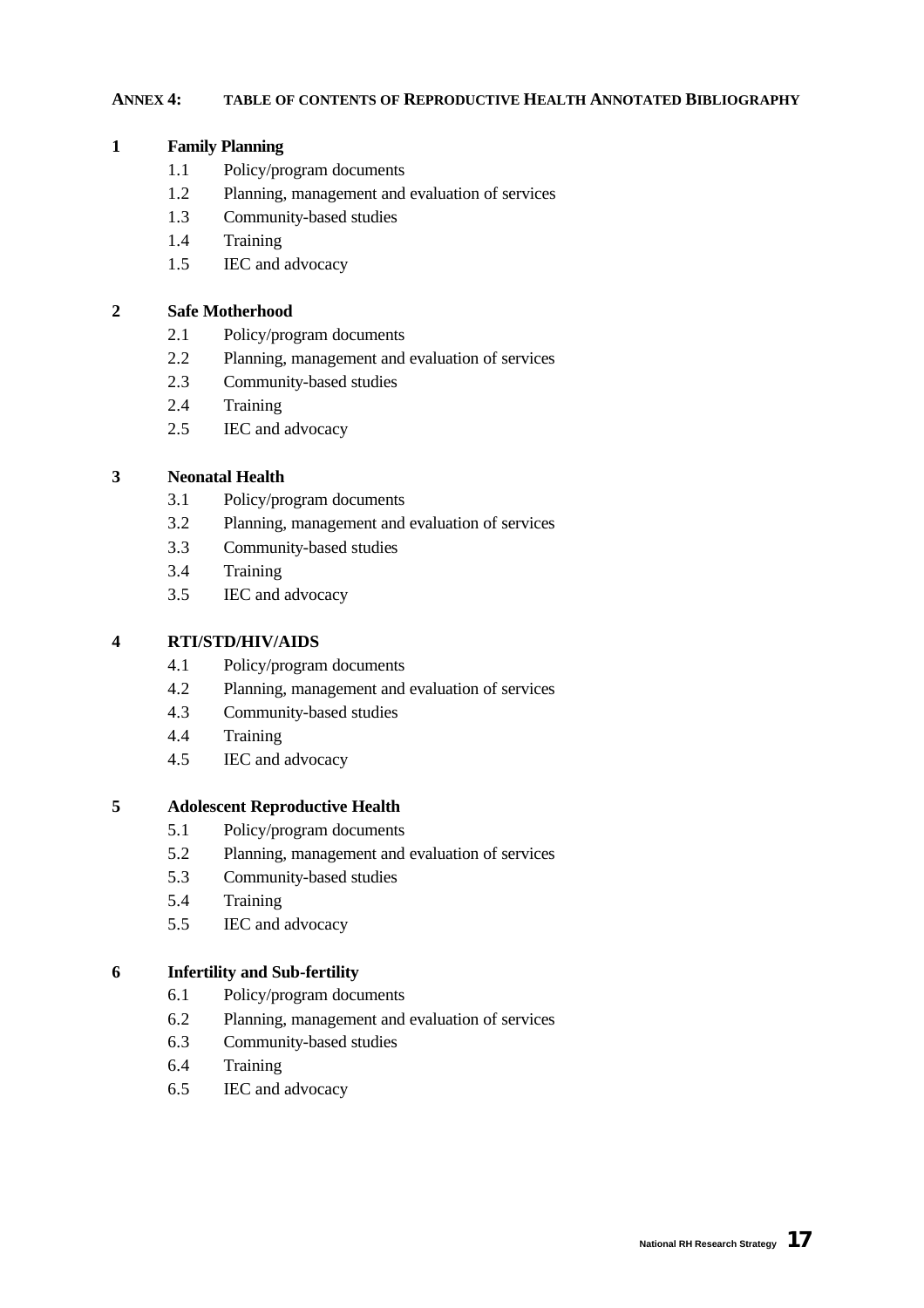## ANNEX 4: TABLE OF CONTENTS OF REPRODUCTIVE HEALTH ANNOTATED BIBLIOGRAPHY

**1 Family Planning**

- 1.1 Policy/program documents
- 1.2 Planning, management and evaluation of services
- 1.3 Community-based studies
- 1.4 Training
- 1.5 IEC and advocacy

**2 Safe Motherhood**

- 2.1 Policy/program documents
- 2.2 Planning, management and evaluation of services
- 2.3 Community-based studies
- 2.4 Training
- 2.5 IEC and advocacy

**3 Neonatal Health**

- 3.1 Policy/program documents
- 3.2 Planning, management and evaluation of services
- 3.3 Community-based studies
- 3.4 Training
- 3.5 IEC and advocacy

**4 RTI/STD/HIV/AIDS**

- 4.1 Policy/program documents
- 4.2 Planning, management and evaluation of services
- 4.3 Community-based studies
- 4.4 Training
- 4.5 IEC and advocacy

**5 Adolescent Reproductive Health**

- 5.1 Policy/program documents
- 5.2 Planning, management and evaluation of services
- 5.3 Community-based studies
- 5.4 Training
- 5.5 IEC and advocacy

**6 Infertility and Sub-fertility**

- 6.1 Policy/program documents
- 6.2 Planning, management and evaluation of services
- 6.3 Community-based studies
- 6.4 Training
- 6.5 IEC and advocacy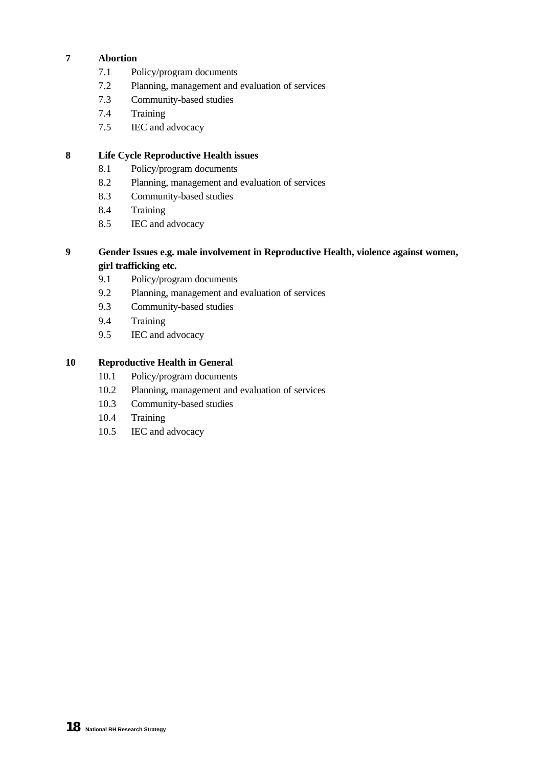**7 Abortion**

- 7.1 Policy/program documents
- 7.2 Planning, management and evaluation of services
- 7.3 Community-based studies
- 7.4 Training
- 7.5 IEC and advocacy

**8 Life Cycle Reproductive Health issues**

- 8.1 Policy/program documents
- 8.2 Planning, management and evaluation of services
- 8.3 Community-based studies
- 8.4 Training
- 8.5 IEC and advocacy

**9 Gender Issues e.g. male involvement in Reproductive Health, violence against women, girl trafficking etc.**

- 9.1 Policy/program documents
- 9.2 Planning, management and evaluation of services
- 9.3 Community-based studies
- 9.4 Training
- 9.5 IEC and advocacy

**10 Reproductive Health in General**

- 10.1 Policy/program documents
- 10.2 Planning, management and evaluation of services
- 10.3 Community-based studies
- 10.4 Training
- 10.5 IEC and advocacy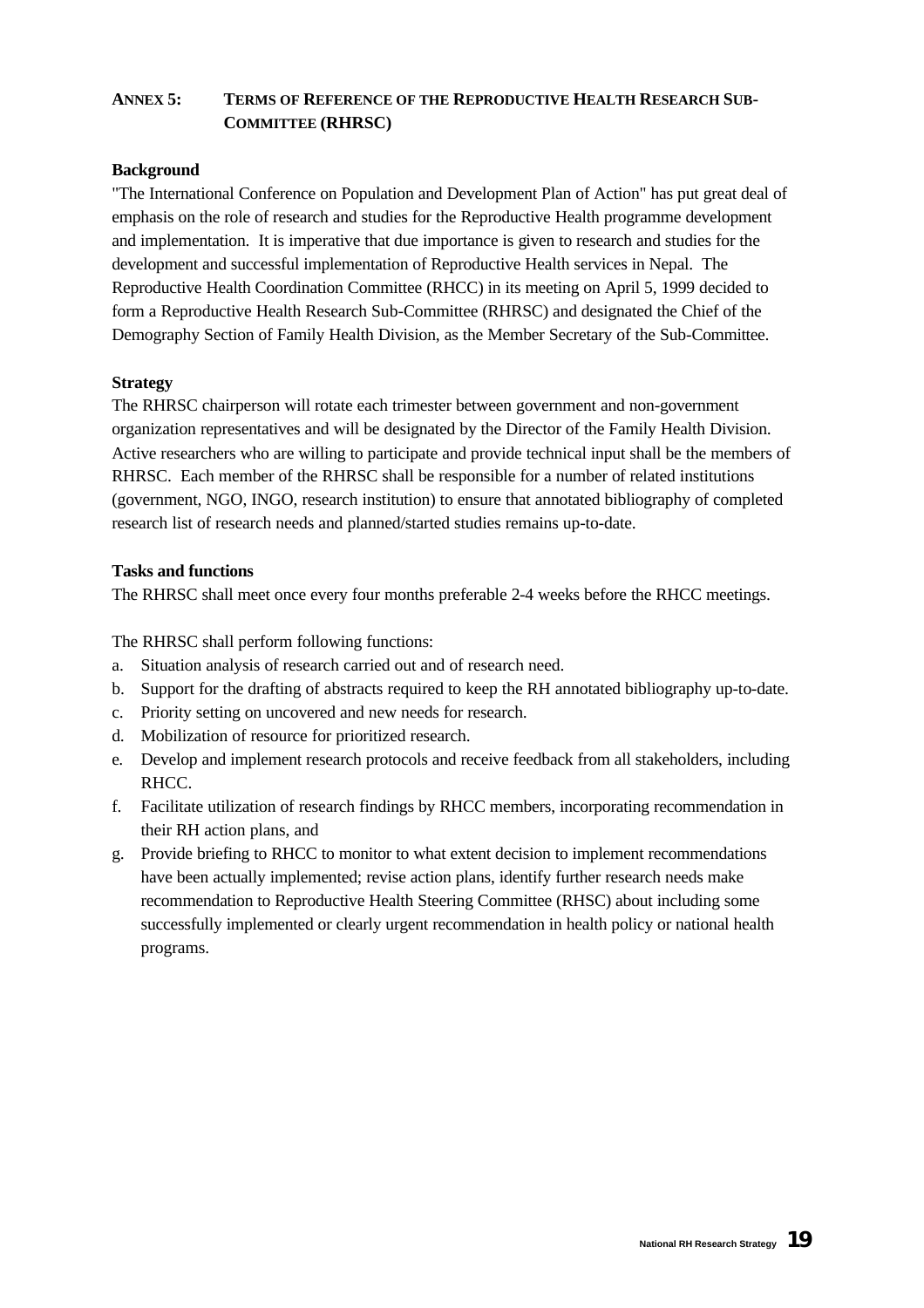## ANNEX 5: TERMS OF REFERENCE OF THE REPRODUCTIVE HEALTH RESEARCH SUB-COMMITTEE (RHRSC)

**Background**

"The International Conference on Population and Development Plan of Action" has put great deal of emphasis on the role of research and studies for the Reproductive Health programme development and implementation. It is imperative that due importance is given to research and studies for the development and successful implementation of Reproductive Health services in Nepal. The Reproductive Health Coordination Committee (RHCC) in its meeting on April 5, 1999 decided to form a Reproductive Health Research Sub-Committee (RHRSC) and designated the Chief of the Demography Section of Family Health Division, as the Member Secretary of the Sub-Committee.

**Strategy**

The RHRSC chairperson will rotate each trimester between government and non-government organization representatives and will be designated by the Director of the Family Health Division. Active researchers who are willing to participate and provide technical input shall be the members of RHRSC. Each member of the RHRSC shall be responsible for a number of related institutions (government, NGO, INGO, research institution) to ensure that annotated bibliography of completed research list of research needs and planned/started studies remains up-to-date.

**Tasks and functions**

The RHRSC shall meet once every four months preferable 2-4 weeks before the RHCC meetings.

The RHRSC shall perform following functions:

a. Situation analysis of research carried out and of research need.
b. Support for the drafting of abstracts required to keep the RH annotated bibliography up-to-date.
c. Priority setting on uncovered and new needs for research.
d. Mobilization of resource for prioritized research.
e. Develop and implement research protocols and receive feedback from all stakeholders, including RHCC.
f. Facilitate utilization of research findings by RHCC members, incorporating recommendation in their RH action plans, and
g. Provide briefing to RHCC to monitor to what extent decision to implement recommendations have been actually implemented; revise action plans, identify further research needs make recommendation to Reproductive Health Steering Committee (RHSC) about including some successfully implemented or clearly urgent recommendation in health policy or national health programs.